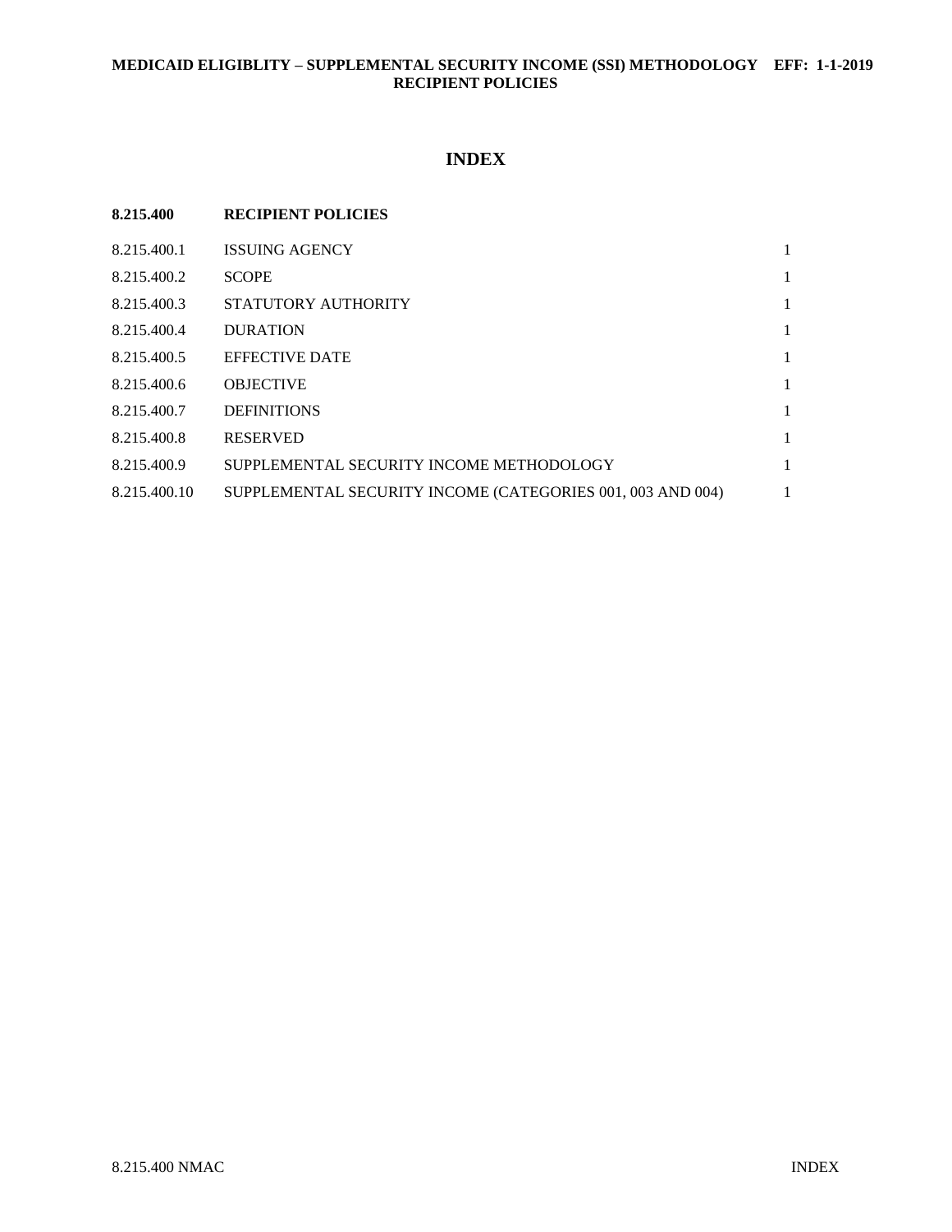# INDEX

| 8.215.400 | RECIPIENT POLICIES | |
|---|---|---|
| 8.215.400.1 | ISSUING AGENCY | 1 |
| 8.215.400.2 | SCOPE | 1 |
| 8.215.400.3 | STATUTORY AUTHORITY | 1 |
| 8.215.400.4 | DURATION | 1 |
| 8.215.400.5 | EFFECTIVE DATE | 1 |
| 8.215.400.6 | OBJECTIVE | 1 |
| 8.215.400.7 | DEFINITIONS | 1 |
| 8.215.400.8 | RESERVED | 1 |
| 8.215.400.9 | SUPPLEMENTAL SECURITY INCOME METHODOLOGY | 1 |
| 8.215.400.10 | SUPPLEMENTAL SECURITY INCOME (CATEGORIES 001, 003 AND 004) | 1 |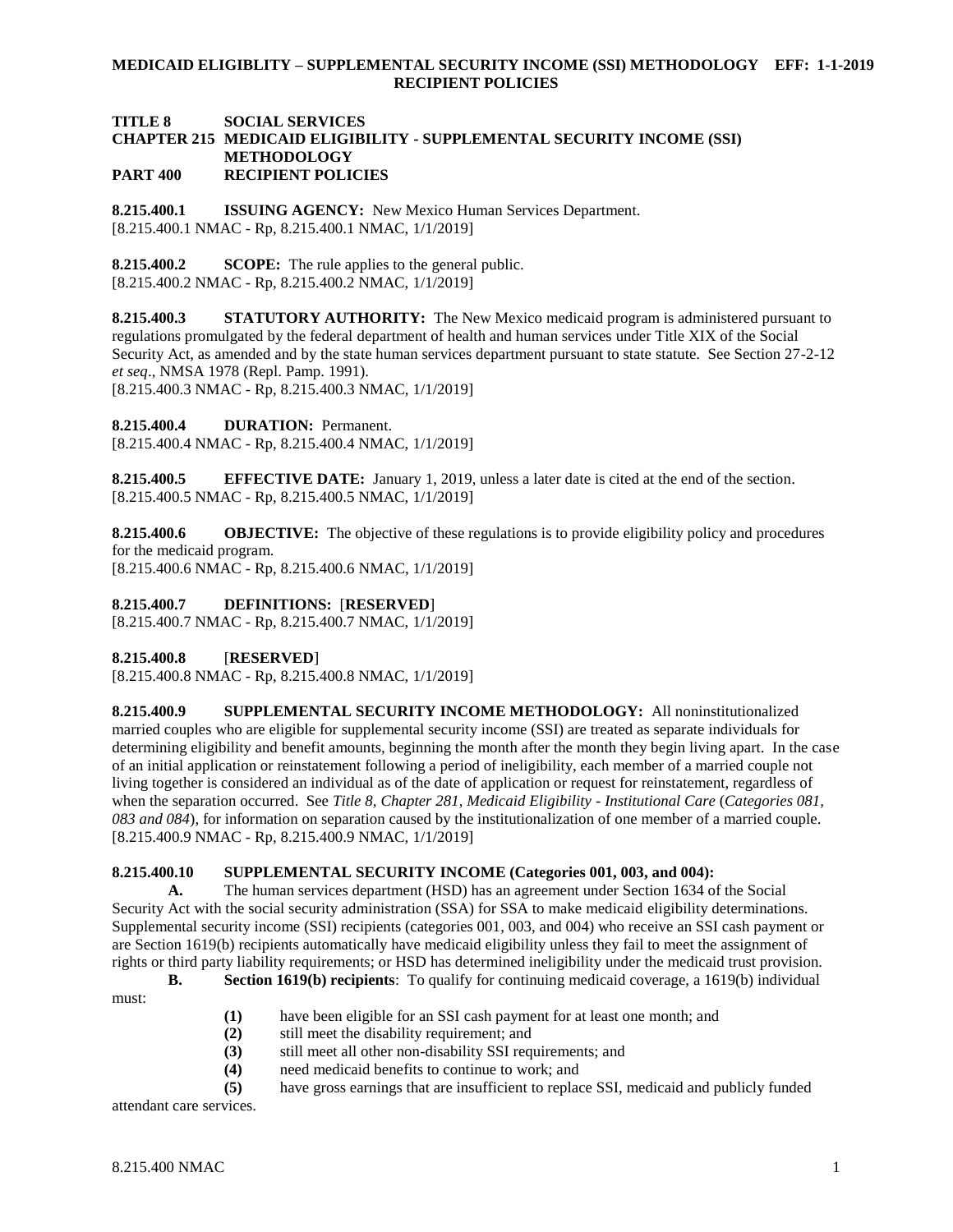**TITLE 8 SOCIAL SERVICES**
**CHAPTER 215 MEDICAID ELIGIBILITY - SUPPLEMENTAL SECURITY INCOME (SSI) METHODOLOGY**
**PART 400 RECIPIENT POLICIES**

**8.215.400.1 ISSUING AGENCY:** New Mexico Human Services Department.
[8.215.400.1 NMAC - Rp, 8.215.400.1 NMAC, 1/1/2019]

**8.215.400.2 SCOPE:** The rule applies to the general public.
[8.215.400.2 NMAC - Rp, 8.215.400.2 NMAC, 1/1/2019]

**8.215.400.3 STATUTORY AUTHORITY:** The New Mexico medicaid program is administered pursuant to regulations promulgated by the federal department of health and human services under Title XIX of the Social Security Act, as amended and by the state human services department pursuant to state statute. See Section 27-2-12 *et seq*., NMSA 1978 (Repl. Pamp. 1991).
[8.215.400.3 NMAC - Rp, 8.215.400.3 NMAC, 1/1/2019]

**8.215.400.4 DURATION:** Permanent.
[8.215.400.4 NMAC - Rp, 8.215.400.4 NMAC, 1/1/2019]

**8.215.400.5 EFFECTIVE DATE:** January 1, 2019, unless a later date is cited at the end of the section.
[8.215.400.5 NMAC - Rp, 8.215.400.5 NMAC, 1/1/2019]

**8.215.400.6 OBJECTIVE:** The objective of these regulations is to provide eligibility policy and procedures for the medicaid program.
[8.215.400.6 NMAC - Rp, 8.215.400.6 NMAC, 1/1/2019]

**8.215.400.7 DEFINITIONS:** [**RESERVED**]
[8.215.400.7 NMAC - Rp, 8.215.400.7 NMAC, 1/1/2019]

**8.215.400.8** [**RESERVED**]
[8.215.400.8 NMAC - Rp, 8.215.400.8 NMAC, 1/1/2019]

**8.215.400.9 SUPPLEMENTAL SECURITY INCOME METHODOLOGY:** All noninstitutionalized married couples who are eligible for supplemental security income (SSI) are treated as separate individuals for determining eligibility and benefit amounts, beginning the month after the month they begin living apart. In the case of an initial application or reinstatement following a period of ineligibility, each member of a married couple not living together is considered an individual as of the date of application or request for reinstatement, regardless of when the separation occurred. See *Title 8, Chapter 281, Medicaid Eligibility - Institutional Care* (*Categories 081, 083 and 084*), for information on separation caused by the institutionalization of one member of a married couple.
[8.215.400.9 NMAC - Rp, 8.215.400.9 NMAC, 1/1/2019]

**8.215.400.10 SUPPLEMENTAL SECURITY INCOME (Categories 001, 003, and 004):**

**A.** The human services department (HSD) has an agreement under Section 1634 of the Social Security Act with the social security administration (SSA) for SSA to make medicaid eligibility determinations. Supplemental security income (SSI) recipients (categories 001, 003, and 004) who receive an SSI cash payment or are Section 1619(b) recipients automatically have medicaid eligibility unless they fail to meet the assignment of rights or third party liability requirements; or HSD has determined ineligibility under the medicaid trust provision.

**B. Section 1619(b) recipients**: To qualify for continuing medicaid coverage, a 1619(b) individual must:

**(1)** have been eligible for an SSI cash payment for at least one month; and
**(2)** still meet the disability requirement; and
**(3)** still meet all other non-disability SSI requirements; and
**(4)** need medicaid benefits to continue to work; and
**(5)** have gross earnings that are insufficient to replace SSI, medicaid and publicly funded attendant care services.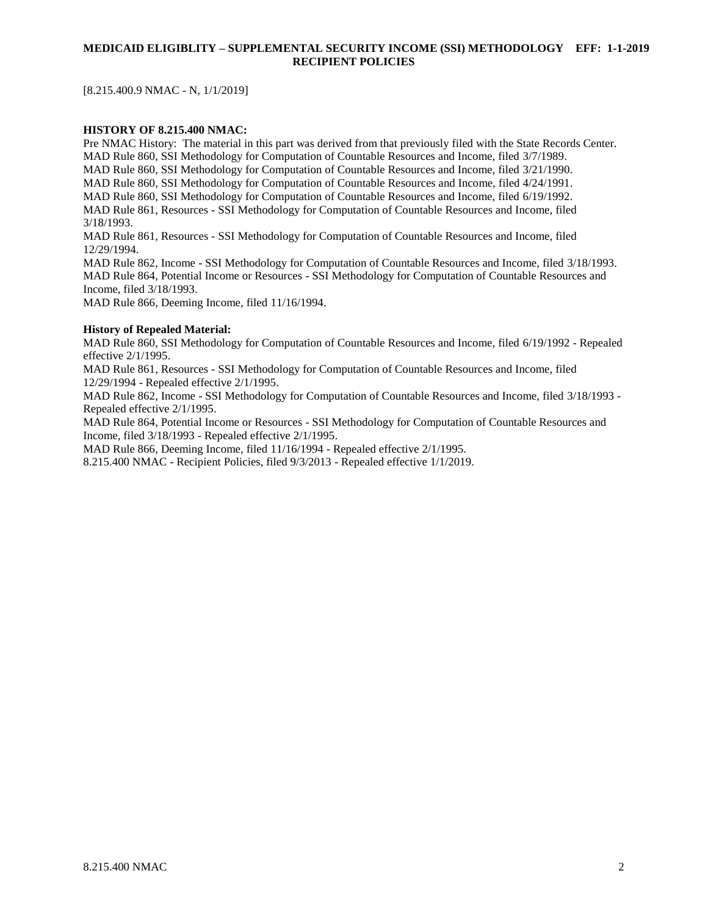[8.215.400.9 NMAC - N, 1/1/2019]

**HISTORY OF 8.215.400 NMAC:**

Pre NMAC History: The material in this part was derived from that previously filed with the State Records Center.
MAD Rule 860, SSI Methodology for Computation of Countable Resources and Income, filed 3/7/1989.
MAD Rule 860, SSI Methodology for Computation of Countable Resources and Income, filed 3/21/1990.
MAD Rule 860, SSI Methodology for Computation of Countable Resources and Income, filed 4/24/1991.
MAD Rule 860, SSI Methodology for Computation of Countable Resources and Income, filed 6/19/1992.
MAD Rule 861, Resources - SSI Methodology for Computation of Countable Resources and Income, filed 3/18/1993.
MAD Rule 861, Resources - SSI Methodology for Computation of Countable Resources and Income, filed 12/29/1994.
MAD Rule 862, Income - SSI Methodology for Computation of Countable Resources and Income, filed 3/18/1993.
MAD Rule 864, Potential Income or Resources - SSI Methodology for Computation of Countable Resources and Income, filed 3/18/1993.
MAD Rule 866, Deeming Income, filed 11/16/1994.

**History of Repealed Material:**

MAD Rule 860, SSI Methodology for Computation of Countable Resources and Income, filed 6/19/1992 - Repealed effective 2/1/1995.
MAD Rule 861, Resources - SSI Methodology for Computation of Countable Resources and Income, filed 12/29/1994 - Repealed effective 2/1/1995.
MAD Rule 862, Income - SSI Methodology for Computation of Countable Resources and Income, filed 3/18/1993 - Repealed effective 2/1/1995.
MAD Rule 864, Potential Income or Resources - SSI Methodology for Computation of Countable Resources and Income, filed 3/18/1993 - Repealed effective 2/1/1995.
MAD Rule 866, Deeming Income, filed 11/16/1994 - Repealed effective 2/1/1995.
8.215.400 NMAC - Recipient Policies, filed 9/3/2013 - Repealed effective 1/1/2019.